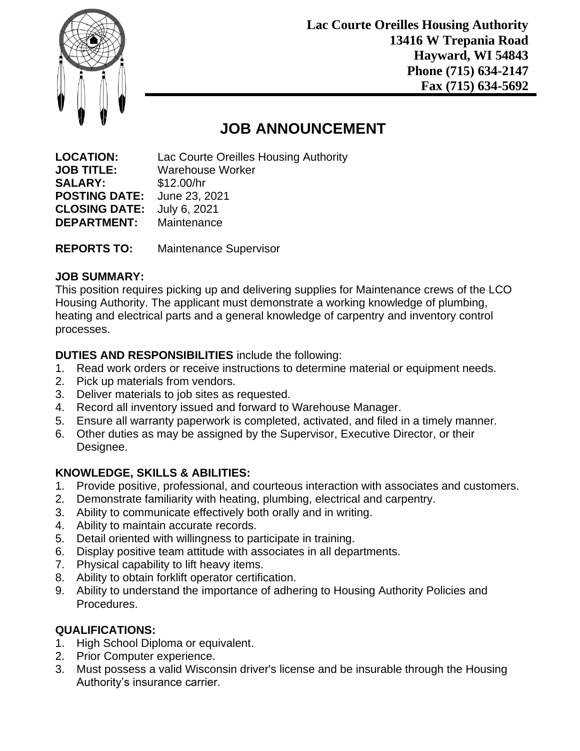**Lac Courte Oreilles Housing Authority**
**13416 W Trepania Road**
**Hayward, WI 54843**
**Phone (715) 634-2147**
**Fax (715) 634-5692**

# JOB ANNOUNCEMENT

**LOCATION:** Lac Courte Oreilles Housing Authority
**JOB TITLE:** Warehouse Worker
**SALARY:** $12.00/hr
**POSTING DATE:** June 23, 2021
**CLOSING DATE:** July 6, 2021
**DEPARTMENT:** Maintenance

**REPORTS TO:** Maintenance Supervisor

**JOB SUMMARY:**
This position requires picking up and delivering supplies for Maintenance crews of the LCO Housing Authority. The applicant must demonstrate a working knowledge of plumbing, heating and electrical parts and a general knowledge of carpentry and inventory control processes.

**DUTIES AND RESPONSIBILITIES** include the following:

1. Read work orders or receive instructions to determine material or equipment needs.
2. Pick up materials from vendors.
3. Deliver materials to job sites as requested.
4. Record all inventory issued and forward to Warehouse Manager.
5. Ensure all warranty paperwork is completed, activated, and filed in a timely manner.
6. Other duties as may be assigned by the Supervisor, Executive Director, or their Designee.

**KNOWLEDGE, SKILLS & ABILITIES:**

1. Provide positive, professional, and courteous interaction with associates and customers.
2. Demonstrate familiarity with heating, plumbing, electrical and carpentry.
3. Ability to communicate effectively both orally and in writing.
4. Ability to maintain accurate records.
5. Detail oriented with willingness to participate in training.
6. Display positive team attitude with associates in all departments.
7. Physical capability to lift heavy items.
8. Ability to obtain forklift operator certification.
9. Ability to understand the importance of adhering to Housing Authority Policies and Procedures.

**QUALIFICATIONS:**

1. High School Diploma or equivalent.
2. Prior Computer experience.
3. Must possess a valid Wisconsin driver's license and be insurable through the Housing Authority's insurance carrier.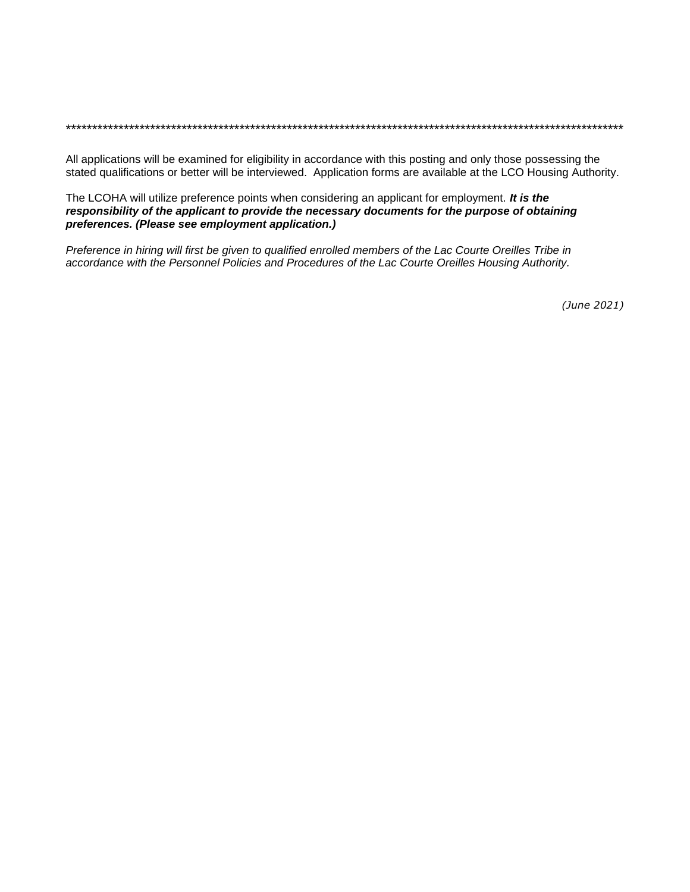**************************************************************************************************************

All applications will be examined for eligibility in accordance with this posting and only those possessing the stated qualifications or better will be interviewed. Application forms are available at the LCO Housing Authority.

The LCOHA will utilize preference points when considering an applicant for employment. ***It is the responsibility of the applicant to provide the necessary documents for the purpose of obtaining preferences. (Please see employment application.)***

*Preference in hiring will first be given to qualified enrolled members of the Lac Courte Oreilles Tribe in accordance with the Personnel Policies and Procedures of the Lac Courte Oreilles Housing Authority.*

*(June 2021)*